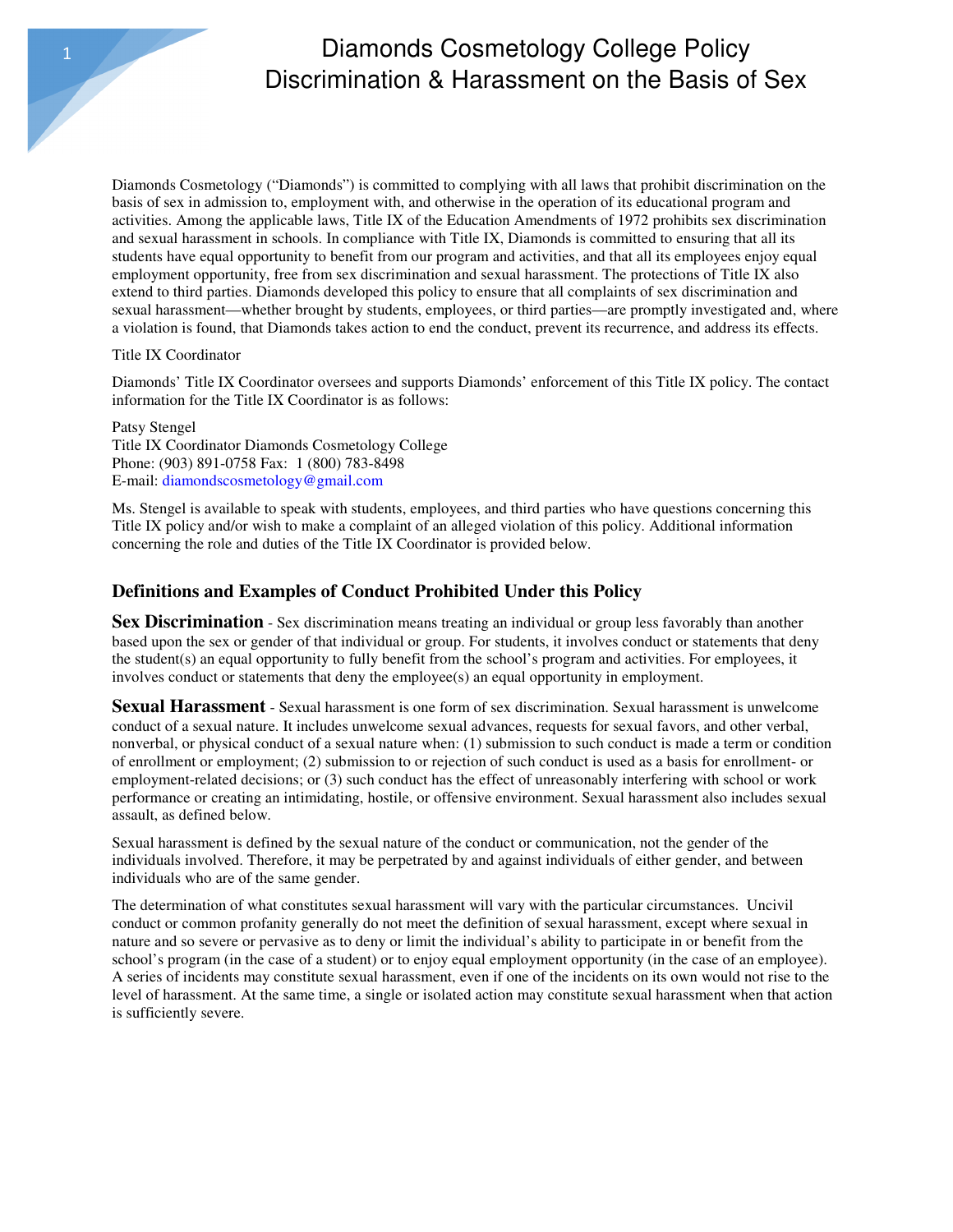# Diamonds Cosmetology College Policy
# Discrimination & Harassment on the Basis of Sex

Diamonds Cosmetology ("Diamonds") is committed to complying with all laws that prohibit discrimination on the basis of sex in admission to, employment with, and otherwise in the operation of its educational program and activities. Among the applicable laws, Title IX of the Education Amendments of 1972 prohibits sex discrimination and sexual harassment in schools. In compliance with Title IX, Diamonds is committed to ensuring that all its students have equal opportunity to benefit from our program and activities, and that all its employees enjoy equal employment opportunity, free from sex discrimination and sexual harassment. The protections of Title IX also extend to third parties. Diamonds developed this policy to ensure that all complaints of sex discrimination and sexual harassment—whether brought by students, employees, or third parties—are promptly investigated and, where a violation is found, that Diamonds takes action to end the conduct, prevent its recurrence, and address its effects.

Title IX Coordinator

Diamonds' Title IX Coordinator oversees and supports Diamonds' enforcement of this Title IX policy. The contact information for the Title IX Coordinator is as follows:

Patsy Stengel
Title IX Coordinator Diamonds Cosmetology College
Phone: (903) 891-0758 Fax: 1 (800) 783-8498
E-mail: diamondscosmetology@gmail.com

Ms. Stengel is available to speak with students, employees, and third parties who have questions concerning this Title IX policy and/or wish to make a complaint of an alleged violation of this policy. Additional information concerning the role and duties of the Title IX Coordinator is provided below.

## Definitions and Examples of Conduct Prohibited Under this Policy

**Sex Discrimination** - Sex discrimination means treating an individual or group less favorably than another based upon the sex or gender of that individual or group. For students, it involves conduct or statements that deny the student(s) an equal opportunity to fully benefit from the school's program and activities. For employees, it involves conduct or statements that deny the employee(s) an equal opportunity in employment.

**Sexual Harassment** - Sexual harassment is one form of sex discrimination. Sexual harassment is unwelcome conduct of a sexual nature. It includes unwelcome sexual advances, requests for sexual favors, and other verbal, nonverbal, or physical conduct of a sexual nature when: (1) submission to such conduct is made a term or condition of enrollment or employment; (2) submission to or rejection of such conduct is used as a basis for enrollment- or employment-related decisions; or (3) such conduct has the effect of unreasonably interfering with school or work performance or creating an intimidating, hostile, or offensive environment. Sexual harassment also includes sexual assault, as defined below.

Sexual harassment is defined by the sexual nature of the conduct or communication, not the gender of the individuals involved. Therefore, it may be perpetrated by and against individuals of either gender, and between individuals who are of the same gender.

The determination of what constitutes sexual harassment will vary with the particular circumstances. Uncivil conduct or common profanity generally do not meet the definition of sexual harassment, except where sexual in nature and so severe or pervasive as to deny or limit the individual's ability to participate in or benefit from the school's program (in the case of a student) or to enjoy equal employment opportunity (in the case of an employee). A series of incidents may constitute sexual harassment, even if one of the incidents on its own would not rise to the level of harassment. At the same time, a single or isolated action may constitute sexual harassment when that action is sufficiently severe.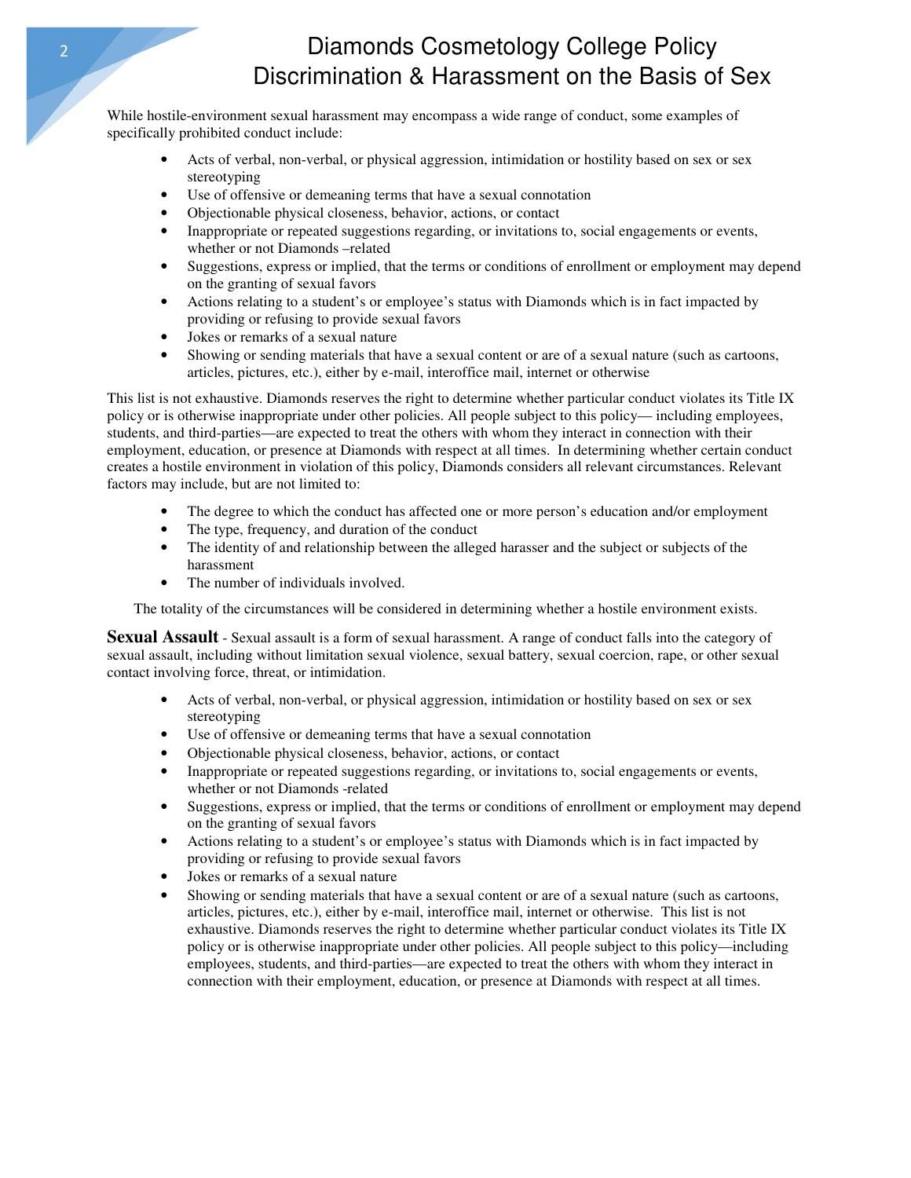While hostile-environment sexual harassment may encompass a wide range of conduct, some examples of specifically prohibited conduct include:

- Acts of verbal, non-verbal, or physical aggression, intimidation or hostility based on sex or sex stereotyping
- Use of offensive or demeaning terms that have a sexual connotation
- Objectionable physical closeness, behavior, actions, or contact
- Inappropriate or repeated suggestions regarding, or invitations to, social engagements or events, whether or not Diamonds –related
- Suggestions, express or implied, that the terms or conditions of enrollment or employment may depend on the granting of sexual favors
- Actions relating to a student's or employee's status with Diamonds which is in fact impacted by providing or refusing to provide sexual favors
- Jokes or remarks of a sexual nature
- Showing or sending materials that have a sexual content or are of a sexual nature (such as cartoons, articles, pictures, etc.), either by e-mail, interoffice mail, internet or otherwise

This list is not exhaustive. Diamonds reserves the right to determine whether particular conduct violates its Title IX policy or is otherwise inappropriate under other policies. All people subject to this policy— including employees, students, and third-parties—are expected to treat the others with whom they interact in connection with their employment, education, or presence at Diamonds with respect at all times. In determining whether certain conduct creates a hostile environment in violation of this policy, Diamonds considers all relevant circumstances. Relevant factors may include, but are not limited to:

- The degree to which the conduct has affected one or more person's education and/or employment
- The type, frequency, and duration of the conduct
- The identity of and relationship between the alleged harasser and the subject or subjects of the harassment
- The number of individuals involved.

The totality of the circumstances will be considered in determining whether a hostile environment exists.

**Sexual Assault** - Sexual assault is a form of sexual harassment. A range of conduct falls into the category of sexual assault, including without limitation sexual violence, sexual battery, sexual coercion, rape, or other sexual contact involving force, threat, or intimidation.

- Acts of verbal, non-verbal, or physical aggression, intimidation or hostility based on sex or sex stereotyping
- Use of offensive or demeaning terms that have a sexual connotation
- Objectionable physical closeness, behavior, actions, or contact
- Inappropriate or repeated suggestions regarding, or invitations to, social engagements or events, whether or not Diamonds -related
- Suggestions, express or implied, that the terms or conditions of enrollment or employment may depend on the granting of sexual favors
- Actions relating to a student's or employee's status with Diamonds which is in fact impacted by providing or refusing to provide sexual favors
- Jokes or remarks of a sexual nature
- Showing or sending materials that have a sexual content or are of a sexual nature (such as cartoons, articles, pictures, etc.), either by e-mail, interoffice mail, internet or otherwise. This list is not exhaustive. Diamonds reserves the right to determine whether particular conduct violates its Title IX policy or is otherwise inappropriate under other policies. All people subject to this policy—including employees, students, and third-parties—are expected to treat the others with whom they interact in connection with their employment, education, or presence at Diamonds with respect at all times.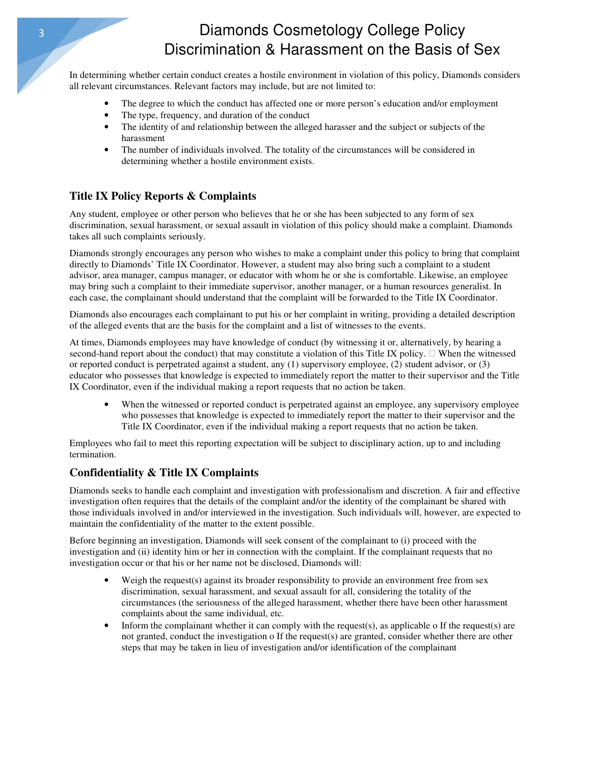In determining whether certain conduct creates a hostile environment in violation of this policy, Diamonds considers all relevant circumstances. Relevant factors may include, but are not limited to:

- The degree to which the conduct has affected one or more person's education and/or employment
- The type, frequency, and duration of the conduct
- The identity of and relationship between the alleged harasser and the subject or subjects of the harassment
- The number of individuals involved. The totality of the circumstances will be considered in determining whether a hostile environment exists.

## Title IX Policy Reports & Complaints

Any student, employee or other person who believes that he or she has been subjected to any form of sex discrimination, sexual harassment, or sexual assault in violation of this policy should make a complaint. Diamonds takes all such complaints seriously.

Diamonds strongly encourages any person who wishes to make a complaint under this policy to bring that complaint directly to Diamonds' Title IX Coordinator. However, a student may also bring such a complaint to a student advisor, area manager, campus manager, or educator with whom he or she is comfortable. Likewise, an employee may bring such a complaint to their immediate supervisor, another manager, or a human resources generalist. In each case, the complainant should understand that the complaint will be forwarded to the Title IX Coordinator.

Diamonds also encourages each complainant to put his or her complaint in writing, providing a detailed description of the alleged events that are the basis for the complaint and a list of witnesses to the events.

At times, Diamonds employees may have knowledge of conduct (by witnessing it or, alternatively, by hearing a second-hand report about the conduct) that may constitute a violation of this Title IX policy.  When the witnessed or reported conduct is perpetrated against a student, any (1) supervisory employee, (2) student advisor, or (3) educator who possesses that knowledge is expected to immediately report the matter to their supervisor and the Title IX Coordinator, even if the individual making a report requests that no action be taken.

- When the witnessed or reported conduct is perpetrated against an employee, any supervisory employee who possesses that knowledge is expected to immediately report the matter to their supervisor and the Title IX Coordinator, even if the individual making a report requests that no action be taken.

Employees who fail to meet this reporting expectation will be subject to disciplinary action, up to and including termination.

## Confidentiality & Title IX Complaints

Diamonds seeks to handle each complaint and investigation with professionalism and discretion. A fair and effective investigation often requires that the details of the complaint and/or the identity of the complainant be shared with those individuals involved in and/or interviewed in the investigation. Such individuals will, however, are expected to maintain the confidentiality of the matter to the extent possible.

Before beginning an investigation, Diamonds will seek consent of the complainant to (i) proceed with the investigation and (ii) identity him or her in connection with the complaint. If the complainant requests that no investigation occur or that his or her name not be disclosed, Diamonds will:

- Weigh the request(s) against its broader responsibility to provide an environment free from sex discrimination, sexual harassment, and sexual assault for all, considering the totality of the circumstances (the seriousness of the alleged harassment, whether there have been other harassment complaints about the same individual, etc.
- Inform the complainant whether it can comply with the request(s), as applicable o If the request(s) are not granted, conduct the investigation o If the request(s) are granted, consider whether there are other steps that may be taken in lieu of investigation and/or identification of the complainant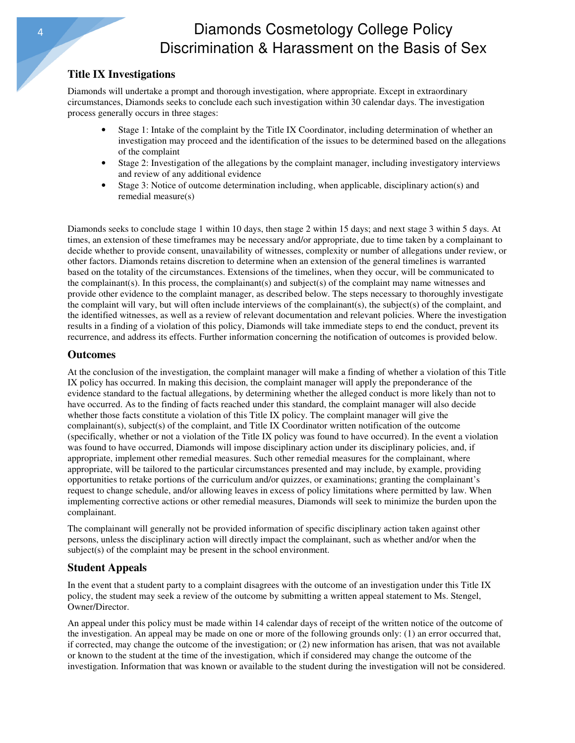## Title IX Investigations

Diamonds will undertake a prompt and thorough investigation, where appropriate. Except in extraordinary circumstances, Diamonds seeks to conclude each such investigation within 30 calendar days. The investigation process generally occurs in three stages:

- Stage 1: Intake of the complaint by the Title IX Coordinator, including determination of whether an investigation may proceed and the identification of the issues to be determined based on the allegations of the complaint
- Stage 2: Investigation of the allegations by the complaint manager, including investigatory interviews and review of any additional evidence
- Stage 3: Notice of outcome determination including, when applicable, disciplinary action(s) and remedial measure(s)

Diamonds seeks to conclude stage 1 within 10 days, then stage 2 within 15 days; and next stage 3 within 5 days. At times, an extension of these timeframes may be necessary and/or appropriate, due to time taken by a complainant to decide whether to provide consent, unavailability of witnesses, complexity or number of allegations under review, or other factors. Diamonds retains discretion to determine when an extension of the general timelines is warranted based on the totality of the circumstances. Extensions of the timelines, when they occur, will be communicated to the complainant(s). In this process, the complainant(s) and subject(s) of the complaint may name witnesses and provide other evidence to the complaint manager, as described below. The steps necessary to thoroughly investigate the complaint will vary, but will often include interviews of the complainant(s), the subject(s) of the complaint, and the identified witnesses, as well as a review of relevant documentation and relevant policies. Where the investigation results in a finding of a violation of this policy, Diamonds will take immediate steps to end the conduct, prevent its recurrence, and address its effects. Further information concerning the notification of outcomes is provided below.

## Outcomes

At the conclusion of the investigation, the complaint manager will make a finding of whether a violation of this Title IX policy has occurred. In making this decision, the complaint manager will apply the preponderance of the evidence standard to the factual allegations, by determining whether the alleged conduct is more likely than not to have occurred. As to the finding of facts reached under this standard, the complaint manager will also decide whether those facts constitute a violation of this Title IX policy. The complaint manager will give the complainant(s), subject(s) of the complaint, and Title IX Coordinator written notification of the outcome (specifically, whether or not a violation of the Title IX policy was found to have occurred). In the event a violation was found to have occurred, Diamonds will impose disciplinary action under its disciplinary policies, and, if appropriate, implement other remedial measures. Such other remedial measures for the complainant, where appropriate, will be tailored to the particular circumstances presented and may include, by example, providing opportunities to retake portions of the curriculum and/or quizzes, or examinations; granting the complainant's request to change schedule, and/or allowing leaves in excess of policy limitations where permitted by law. When implementing corrective actions or other remedial measures, Diamonds will seek to minimize the burden upon the complainant.

The complainant will generally not be provided information of specific disciplinary action taken against other persons, unless the disciplinary action will directly impact the complainant, such as whether and/or when the subject(s) of the complaint may be present in the school environment.

## Student Appeals

In the event that a student party to a complaint disagrees with the outcome of an investigation under this Title IX policy, the student may seek a review of the outcome by submitting a written appeal statement to Ms. Stengel, Owner/Director.

An appeal under this policy must be made within 14 calendar days of receipt of the written notice of the outcome of the investigation. An appeal may be made on one or more of the following grounds only: (1) an error occurred that, if corrected, may change the outcome of the investigation; or (2) new information has arisen, that was not available or known to the student at the time of the investigation, which if considered may change the outcome of the investigation. Information that was known or available to the student during the investigation will not be considered.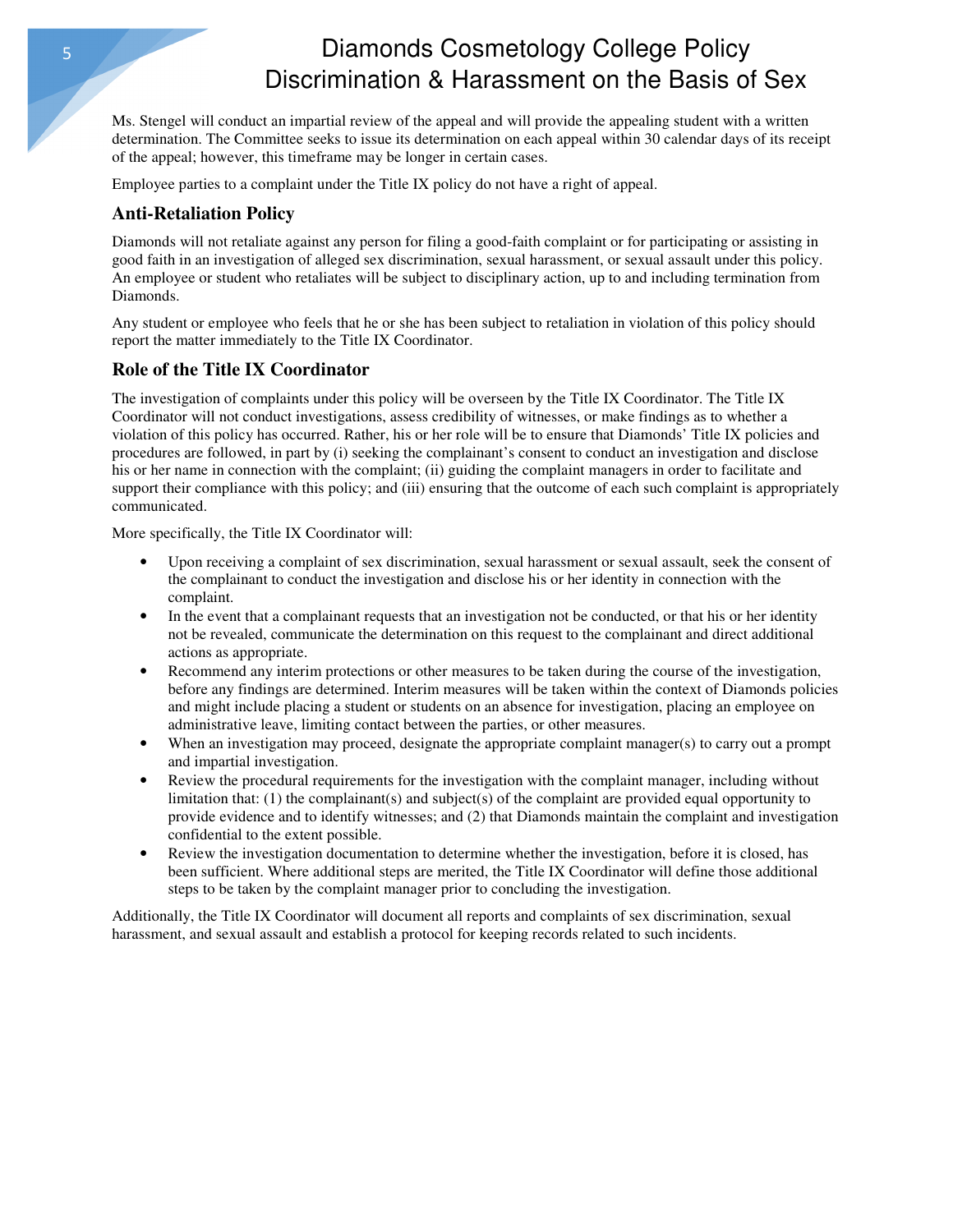Ms. Stengel will conduct an impartial review of the appeal and will provide the appealing student with a written determination. The Committee seeks to issue its determination on each appeal within 30 calendar days of its receipt of the appeal; however, this timeframe may be longer in certain cases.

Employee parties to a complaint under the Title IX policy do not have a right of appeal.

## Anti-Retaliation Policy

Diamonds will not retaliate against any person for filing a good-faith complaint or for participating or assisting in good faith in an investigation of alleged sex discrimination, sexual harassment, or sexual assault under this policy. An employee or student who retaliates will be subject to disciplinary action, up to and including termination from Diamonds.

Any student or employee who feels that he or she has been subject to retaliation in violation of this policy should report the matter immediately to the Title IX Coordinator.

## Role of the Title IX Coordinator

The investigation of complaints under this policy will be overseen by the Title IX Coordinator. The Title IX Coordinator will not conduct investigations, assess credibility of witnesses, or make findings as to whether a violation of this policy has occurred. Rather, his or her role will be to ensure that Diamonds' Title IX policies and procedures are followed, in part by (i) seeking the complainant's consent to conduct an investigation and disclose his or her name in connection with the complaint; (ii) guiding the complaint managers in order to facilitate and support their compliance with this policy; and (iii) ensuring that the outcome of each such complaint is appropriately communicated.

More specifically, the Title IX Coordinator will:

- Upon receiving a complaint of sex discrimination, sexual harassment or sexual assault, seek the consent of the complainant to conduct the investigation and disclose his or her identity in connection with the complaint.
- In the event that a complainant requests that an investigation not be conducted, or that his or her identity not be revealed, communicate the determination on this request to the complainant and direct additional actions as appropriate.
- Recommend any interim protections or other measures to be taken during the course of the investigation, before any findings are determined. Interim measures will be taken within the context of Diamonds policies and might include placing a student or students on an absence for investigation, placing an employee on administrative leave, limiting contact between the parties, or other measures.
- When an investigation may proceed, designate the appropriate complaint manager(s) to carry out a prompt and impartial investigation.
- Review the procedural requirements for the investigation with the complaint manager, including without limitation that: (1) the complainant(s) and subject(s) of the complaint are provided equal opportunity to provide evidence and to identify witnesses; and (2) that Diamonds maintain the complaint and investigation confidential to the extent possible.
- Review the investigation documentation to determine whether the investigation, before it is closed, has been sufficient. Where additional steps are merited, the Title IX Coordinator will define those additional steps to be taken by the complaint manager prior to concluding the investigation.

Additionally, the Title IX Coordinator will document all reports and complaints of sex discrimination, sexual harassment, and sexual assault and establish a protocol for keeping records related to such incidents.